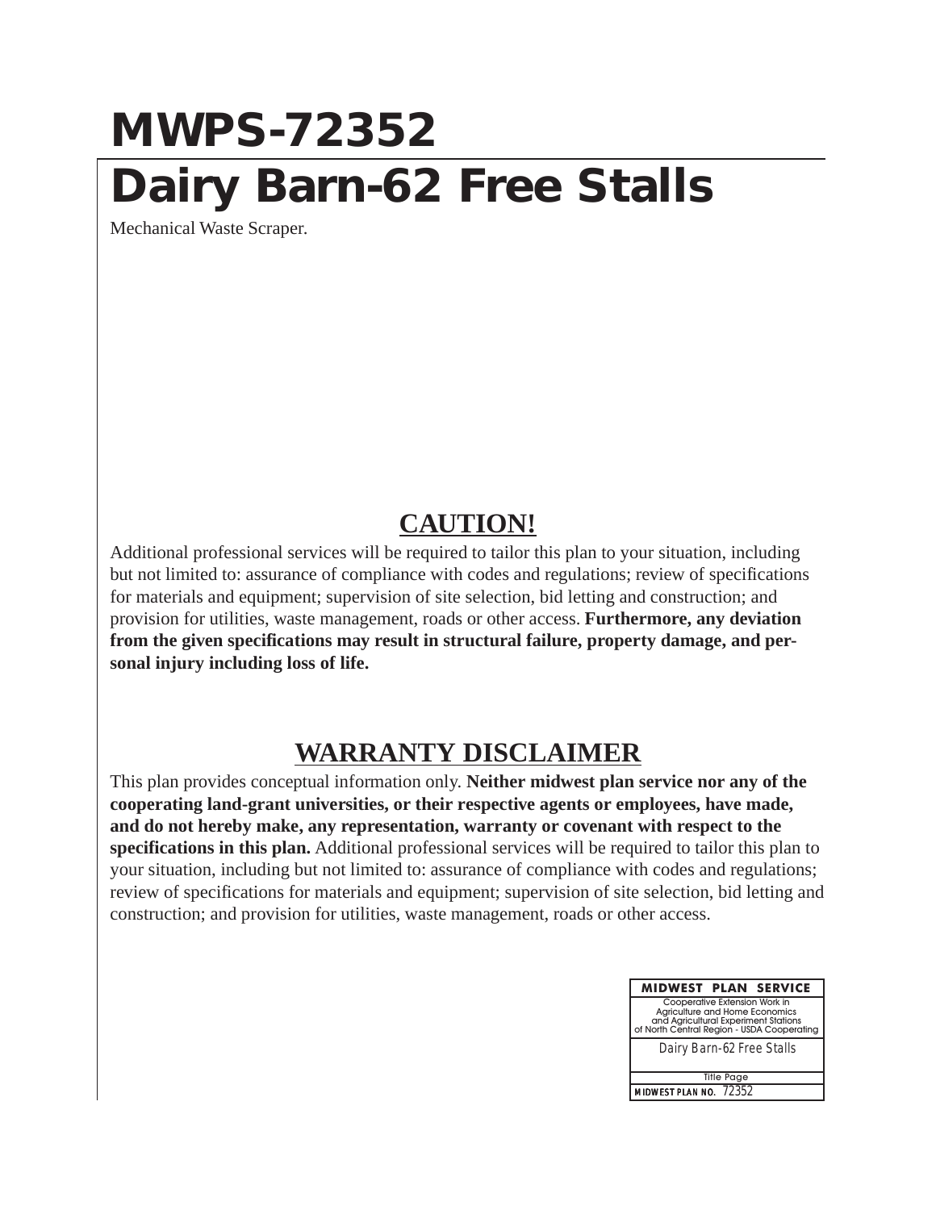# MWPS-72352

# Dairy Barn-62 Free Stalls

Mechanical Waste Scraper.

## CAUTION!

Additional professional services will be required to tailor this plan to your situation, including but not limited to: assurance of compliance with codes and regulations; review of specifications for materials and equipment; supervision of site selection, bid letting and construction; and provision for utilities, waste management, roads or other access. **Furthermore, any deviation from the given specifications may result in structural failure, property damage, and personal injury including loss of life.**

## WARRANTY DISCLAIMER

This plan provides conceptual information only. **Neither midwest plan service nor any of the cooperating land-grant universities, or their respective agents or employees, have made, and do not hereby make, any representation, warranty or covenant with respect to the specifications in this plan.** Additional professional services will be required to tailor this plan to your situation, including but not limited to: assurance of compliance with codes and regulations; review of specifications for materials and equipment; supervision of site selection, bid letting and construction; and provision for utilities, waste management, roads or other access.

| MIDWEST PLAN SERVICE |
| --- |
| Cooperative Extension Work in Agriculture and Home Economics and Agricultural Experiment Stations of North Central Region - USDA Cooperating |
| Dairy Barn-62 Free Stalls |
| Title Page |
| MIDWEST PLAN NO. 72352 |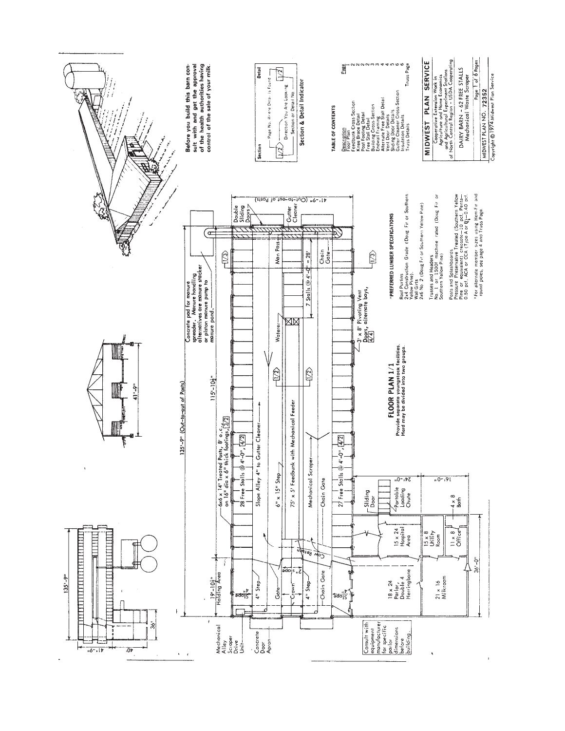# FLOOR PLAN 1/1

Provide separate youngstock facilities. Herd may be divided into two groups.

135'-9" (Out-to-out of Posts)

19'-10½" Holding Area

115'-10½"

41'-9" (Out-to-out of Posts)

6x6 x 14' Treated Posts, 8' o.c. on 16" dia x 6" thick footings, 3/2

28 Free Stalls @ 4'-0", 4/2

Slope Alley 4" to Gutter Cleaner

6" x 15" Step

75' x 5' Feedbunk with Mechanical Feeder

Mechanical Scraper

Chain Gate

27 Free Stalls @ 4'-0", 4/2

7 Stalls @ 4'-0" = 28'

Waterer

Man Pass

Chain Gate

Double Sliding Doors

Gutter Cleaner

3' x 8' Pivoting Vent Doors, alternate bays, 4/4

Concrete pad for manure spreader. Manure handling alternatives are manure stacker or piston manure pump to manure pond.

Mechanical Alley Scraper Drive Unit

Concrete Door Apron

4" Step

Gate

Crown

4" Step

Chain Gate

Slope

Cow Return

Sliding Door

Portable Loading Chute

15 x 24 Hospital Area

18 x 24 Parlor, Double 4 Herringbone

15 x 8 Utility Room

11 x 8 Office

4 x 8 Bath

21 x 16 Milkroom

24'-0"

16'-0"

36'-0"

Consult with equipment manufacturer for specific parlor dimensions before building.

135'-9"

41'-9"

40'

36'

41'-9"

Before you build this barn consult with and get the approval of the health authorities having control of the sale of your milk.

## *PREFERRED LUMBER SPECIFICATIONS

Roof Purlins
2x4 Construction Grade (Doug Fir or Southern Yellow Pine).

Wall Girts
2x6 No. 2 (Doug Fir or Southern Yellow Pine)

Trusses and Headers
No. 1 or 1500f machine rated (Doug Fir or Southern Yellow Pine)

Posts and Splashboards
Pressure Preservative Treated (Southern Yellow Pine or equivalent) creosote—10 pcf, Penta—0.50 pcf, ACA or CCA (Type A or B)—0.40 pcf.

*For alternate member sizes using Hem-Fir and round poles, see page 4 and Truss Page

## Section & Detail Indicator

Section — Page No. Where Detail Is Found — Direction You Are Looking — Section or Detail No. — Detail

## TABLE OF CONTENTS

| Description | Page |
|---|---|
| Floor Plan | 1 |
| Feedbunk Cross-Section | 2 |
| Knee Brace Detail | 2 |
| Post Footing Detail | 2 |
| Free Stall Detail | 2 |
| Building Cross-Section | 3 |
| Endwall Framing | 3 |
| Alternate Free Stall Detail | 4 |
| Vent Door Details | 4 |
| Sliding Door Details | 5 |
| Gutter Cleaner Cross-Section | 6 |
| Insulation Details | 6 |
| Truss Details | Truss Page |

## MIDWEST PLAN SERVICE

Cooperative Extension Work in Agriculture and Home Economics and Agricultural Experiment Stations of North Central Region - USDA Cooperating

DAIRY BARN - 62 FREE STALLS
Mechanical Waste Scraper

Page 1 of 6 Pages

MIDWEST PLAN NO. 72352

Copyright © 1974 Midwest Plan Service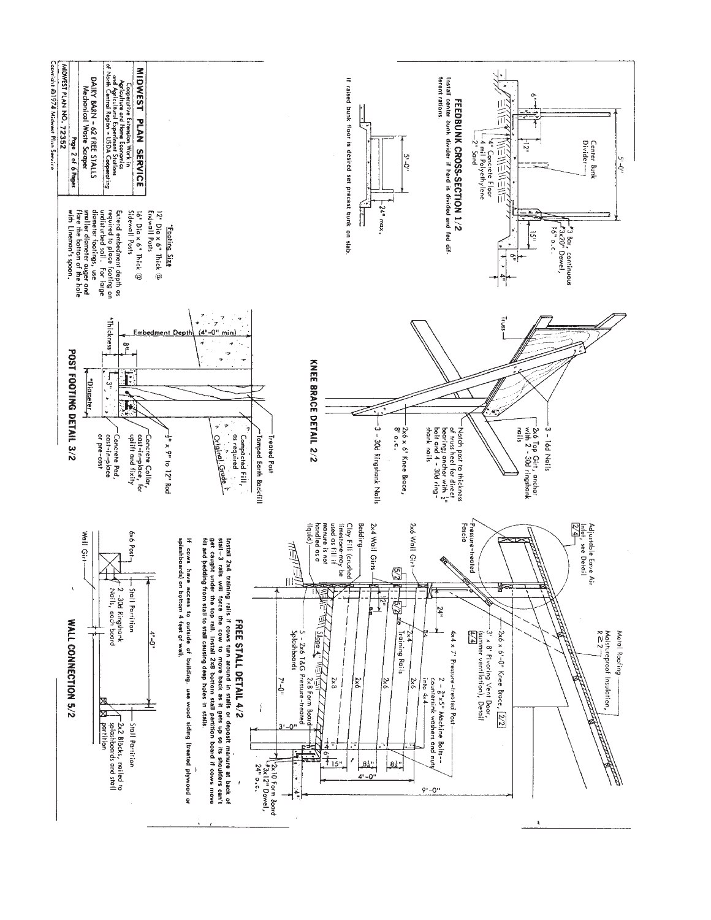## FEEDBUNK CROSS-SECTION 1/2

Center Bunk Divider

5'-0"

6"

12"

4" Concrete Floor

4 mil Polyethylene

2" Sand

#3 Bar, continuous

#3x20" Dowel, 16" o.c.

15"

6"

4"

Install center bunk divider if herd is divided and fed different rations.

5'-0"

24" max.

If raised bunk floor is desired set precast bunk on slab.

## KNEE BRACE DETAIL 2/2

Truss

3 - 16d Nails

2x6 Top Girt, anchor with 2 - 30d ringshank nails

Notch post to thickness of truss heel for direct bearing; anchor with ½" bolt and 4 - 30d ringshank nails

2x6 x 6' Knee Brace, 8' o.c.

3 - 30d Ringshank Nails

## POST FOOTING DETAIL 3/2

Treated Post

Tamped Earth Backfill

Compacted Fill, as required

Original Grade

Embedment Depth (4'-0" min)

8"

3"

½" x 9" to 12" Rod

Concrete Collar, cast-in-place, for uplift and fixity

Concrete Pad, cast-in-place or pre-cast

*Thickness

*Diameter

*Footing Size

12" Dia x 6" Thick @ Endwall Posts

16" Dia x 6" Thick @ Sidewall Posts

Extend embedment depth as required to place footing on undisturbed soil. For large diameter footings, use smaller diameter auger and flare the bottom of the hole with Lineman's spoon.

## FREE STALL DETAIL 4/2

Adjustable Eave Air Inlet, see Detail 2/4

Metal Roofing

Moistureproof Insulation, R ≥ 2

Pressure-treated Fascia

2x6 x 6'-0" Knee Brace, 2/2

3' x 8' Pivoting Vent Door, (summer ventilation), Detail 4/4

4x4 x 7' Pressure-treated Post

2 - ⅜"x5" Machine Bolts-- countersink washers and nuts into 4x4

2x6 Wall Girt

2x4 Wall Girts

Bedding

Clay Fill (crushed limestone may be used as fill if manure is not handled as a liquid)

24"

12"

5/2

2x4 Training Rails

2x6

2x6

2x6

2x8

Slope 4"

5 - 2x6 T&G Splashboards

2x8 Form Board Pressure-treated

2x10 Form Board

#3x12" Dowel, 24" o.c.

6"

15"

8½"

8½"

4'-0"

9'-0"

7'-0"

3'-0"

4"

Install 2x4 training rails if cows turn around in stalls or deposit manure at back of stall--3 rails will force the cow to move back as it gets up so its shoulders can't get caught under the top rail. Install 2x8 bottom stall partition board if cows move fill and bedding from stall to stall causing deep holes in stalls.

If cows have access to outside of building, use wood siding (treated plywood or splashboards) on bottom 4 feet of wall.

## WALL CONNECTION 5/2

6x6 Post

2 - 30d Ringshank Nails, each board

Stall Partition

4'-0"

Wall Girt

Stall Partition

2x2 Blocks, nailed to splashboards and stall partition

**MIDWEST PLAN SERVICE**

Cooperative Extension Work in Agriculture and Home Economics and Agricultural Experiment Stations of North Central Region - USDA Cooperating

DAIRY BARN - 62 FREE STALLS
Mechanical Waste Scraper

MIDWEST PLAN NO. 72352

Copyright ©1974 Midwest Plan Service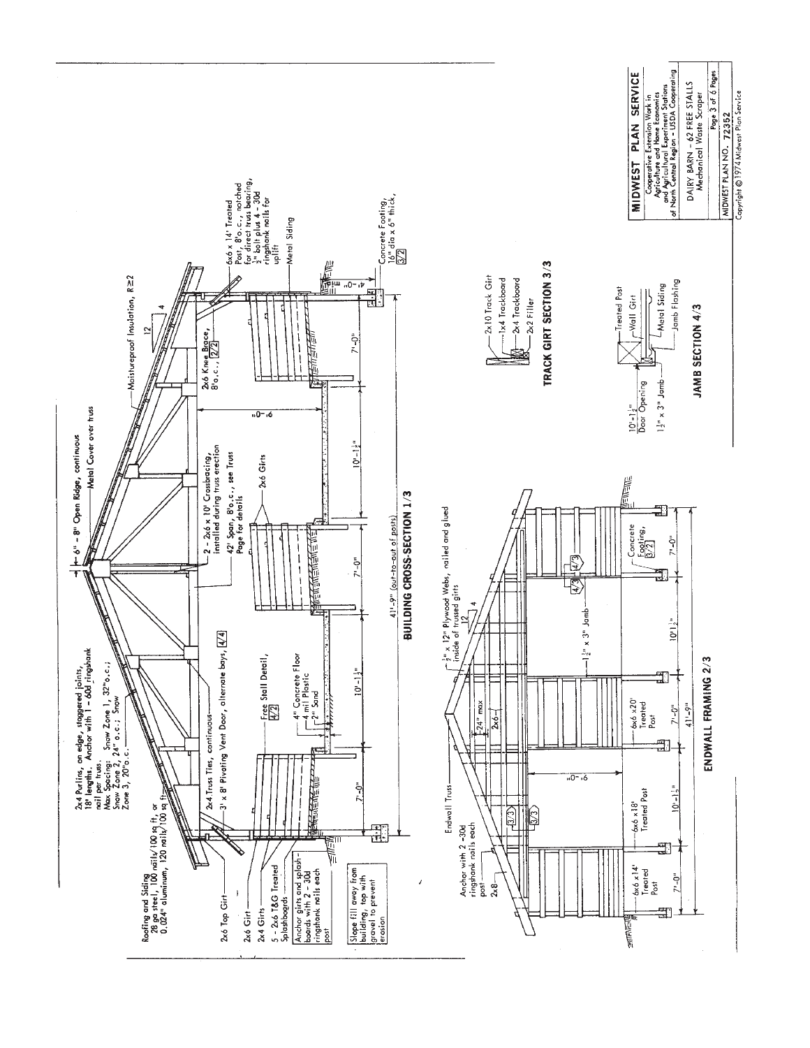## BUILDING CROSS-SECTION 1/3

Roofing and Siding 28 ga steel, 100 nails/100 sq ft, or 0.024" aluminum, 120 nails/100 sq ft

2x4 Purlins, on edge, staggered joints, 18' lengths. Anchor with 1 - 60d ringshank nail per truss. Max Spacing: Snow Zone 1, 32" o.c.; Snow Zone 2, 24" o.c.; Snow Zone 3, 20" o.c.

6" - 8" Open Ridge, continuous

Metal Cover over truss

Moistureproof Insulation, R≥2

12 / 4

2x6 Top Girt

2x4 Truss Ties, continuous

3' x 8' Pivoting Vent Door, alternate bays, 4/4

2 - 2x6 x 10' Crossbracing, installed during truss erection

42' Span, 8' o.c., see Truss Page for details

2x6 Knee Brace, 8' o.c., 2/2

6x6 x 14' Treated Post, 8' o.c., notched for direct truss bearing, ½" bolt plus 4 - 30d ringshank nails for uplift

Metal Siding

2x6 Girt

2x4 Girts

5 - 2x6 T&G Treated Splashboards

Anchor girts and splashboards with 2 - 30d ringshank nails each post

Slope fill away from building, top with gravel to prevent erosion

Free Stall Detail, 4/2

4" Concrete Floor
4 mil Plastic
2" Sand

2x6 Girts

9'-0"

4'-0"

Concrete Footing, 16" dia x 6" thick, 3/2

7'-0" | 10'-1½" | 7'-0" | 10'-1½" | 7'-0"

41'-9" (out-to-out of posts)

## ENDWALL FRAMING 2/3

Endwall Truss

½" x 12" Plywood Webs, nailed and glued inside of trussed girts

12 / 4

Anchor with 2 - 30d ringshank nails each post

2x8

24" max

2x6

3/3

1½" x 3" Jamb

4/3

6x6 x 14' Treated Post

6x6 x 18' Treated Post

6x6 x 20' Treated Post

Concrete Footing, 3/2

9'-0"

7'-0" | 10'-1½" | 7'-0" | 10'-1½" | 7'-0"

41'-9"

## TRACK GIRT SECTION 3/3

2x10 Track Girt
1x4 Trackboard
2x4 Trackboard
2x2 Filler

## JAMB SECTION 4/3

10'-1½" Door Opening
1½" x 3" Jamb
Treated Post
Wall Girt
Metal Siding
Jamb Flashing

---

**MIDWEST PLAN SERVICE**

Cooperative Extension Work in Agriculture and Home Economics and Agricultural Experiment Stations of North Central Region - USDA Cooperating

DAIRY BARN - 62 FREE STALLS
Mechanical Waste Scraper

Page 3 of 6 Pages

MIDWEST PLAN NO. 72352

Copyright © 1974 Midwest Plan Service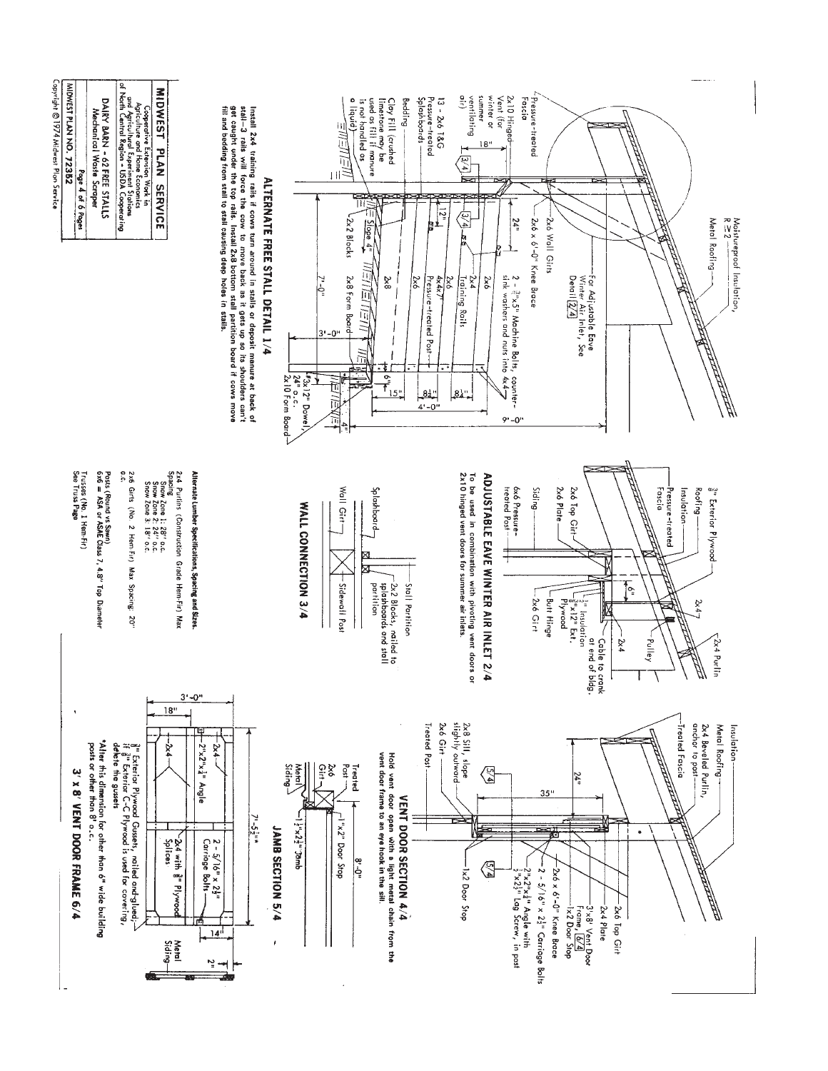## ALTERNATE FREE STALL DETAIL 1/4

Moistureproof Insulation, R ≥ 2

Metal Roofing

Pressure-treated Fascia

2x10 Hinged Vent (for winter or summer ventilating air)

13 - 2x6 T&G Pressure-treated Splashboards

Bedding

Clay Fill (crushed limestone may be used as fill if manure is not handled as a liquid)

2x6 Wall Girts

2x6 x 6'-0" Knee Brace

For Adjustable Eave Winter Air Inlet, See Detail 2/4

2 - 3/8"x5" Machine Bolts, countersink washers and nuts into 4x4

2x6, 2x4 Training Rails, 2x6, 4x4x7' Pressure-treated Post, 2x6, 2x8

2x2 Blocks, 2x8 Form Board

#3x12" Dowel, 24" o.c.

2x10 Form Board

Slope 4"

18", 24", 12", 6", 15", 8½", 8½", 4'-0", 9'-0", 7'-0", 3'-0", 4"

Install 2x4 training rails if cows turn around in stalls or deposit manure at back of stall—3 rails will force the cow to move back as it gets up so its shoulders can't get caught under the top rails. Install 2x8 bottom stall partition board if cows move fill and bedding from stall to stall causing deep holes in stalls.

## ADJUSTABLE EAVE WINTER AIR INLET 2/4

3/8" Exterior Plywood

Roofing

Insulation

Pressure-treated Fascia

2x6 Top Girt

2x6 Plate

Siding

6x6 Pressure-treated Post

2x4 Purlin

Pulley

2x4

2x4

Cable to crank at end of bldg.

1" Insulation, 3/8"x12" Ext. Plywood

Butt Hinge

2x6 Girt

6"

To be used in combination with pivoting vent doors or 2x10 hinged vent doors for summer air inlets.

## WALL CONNECTION 3/4

Splashboard

Wall Girt

Stall Partition

2x2 Blocks, nailed to splashboards and stall partition

Sidewall Post

**Alternate Lumber Specifications, Spacing and Sizes.**

2x4 Purlins (Construction Grade Hem-Fir) Max Spacing
- Snow Zone 1: 28" o.c.
- Snow Zone 2: 24" o.c.
- Snow Zone 3: 18" o.c.

2x6 Girts (No. 2 Hem-Fir) Max Spacing 20" o.c.

Posts (Round vs Sawn)
6x6 = ASA or ASAE Class 7, 4.8" Top Diameter

Trusses (No. 1 Hem-Fir)
See Truss Page

## VENT DOOR SECTION 4/4

Insulation

Metal Roofing

2x4 Beveled Purlin, anchor to post

Treated Fascia

2x8 Sill, slope slightly outward

2x6 Girt

Treated Post

2x6 Top Girt

2x4 Plate

3'x8' Vent Door Frame, 6/4

1x2 Door Stop

2x6 x 6'-0" Knee Brace

2 - 5/16" x 2½" Carriage Bolts

2"x2"x¼" Angle with 3/8"x2½" Lag Screw, in post

1x2 Door Stop

24", 35"

Hold vent door open with a light metal chain from the vent door frame to an eye hook in the sill.

## JAMB SECTION 5/4

Treated Post

2x6 Girt

Metal Siding

1"x2" Door Stop

1½"x2½" Jamb

## 3' x 8' VENT DOOR FRAME 6/4

3'-0", 18", 14", 8'-0", 7'-5½"*, 2"

2x4

2"x2"x¼" Angle

2x4

2 - 5/16" x 2½" Carriage Bolts

2x4 with 3/8" Plywood Splices

Metal Siding

3/8" Exterior Plywood Gussets, nailed and glued; if 3/8" Exterior C-C Plywood is used for covering, delete the gussets

*Alter this dimension for other than 6" wide building posts or other than 8' o.c.

**MIDWEST PLAN SERVICE**

Cooperative Extension Work in Agriculture and Home Economics and Agricultural Experiment Stations of North Central Region - USDA Cooperating

DAIRY BARN - 62 FREE STALLS
Mechanical Waste Scraper

MIDWEST PLAN NO. 72352

Copyright © 1974 Midwest Plan Service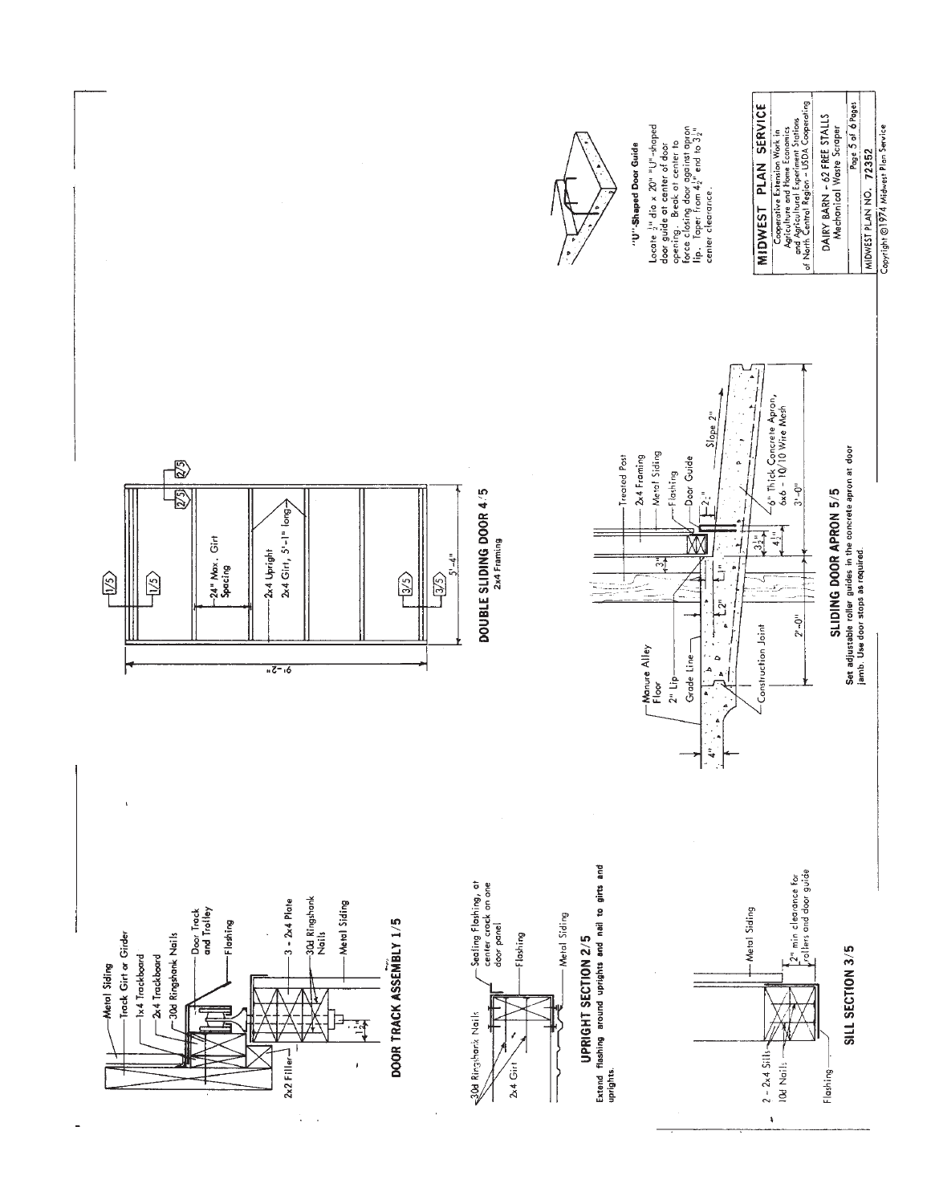## DOOR TRACK ASSEMBLY 1/5

Metal Siding
Track Girt or Girder
1x4 Trackboard
2x4 Trackboard
30d Ringshank Nails
Door Track and Trolley
Flashing
2x2 Filler
3 - 2x4 Plate
30d Ringshank Nails
Metal Siding
$1\frac{1}{2}$"

## UPRIGHT SECTION 2/5

30d Ringshank Nails
2x4 Girt
Sealing Flashing, at center crack on one door panel
Flashing
Metal Siding

Extend flashing around uprights and nail to girts and uprights.

## SILL SECTION 3/5

2 - 2x4 Sills
10d Nails
Flashing
Metal Siding
2" min clearance for rollers and door guide

## DOUBLE SLIDING DOOR 4/5

2x4 Framing

24" Max. Girt Spacing
2x4 Upright
2x4 Girt, 5'-1" long
9'-2"
5'-4"

## SLIDING DOOR APRON 5/5

Manure Alley Floor
2" Lip
Grade Line
Construction Joint
Treated Post
2x4 Framing
Metal Siding
Flashing
Door Guide
6" Thick Concrete Apron, 6x6 - 10/10 Wire Mesh
Slope 2"
4"
2'-0"
3'-0"
3"
2"
1"
$2\frac{1}{2}$"
$3\frac{1}{2}$"
$4\frac{1}{2}$"

Set adjustable roller guides in the concrete apron at door jamb. Use door stops as required.

### "U"-Shaped Door Guide

Locate $\frac{1}{2}$" dia x 20" "U"-shaped door guide at center of door opening. Break at center to force closing door against apron lip. Taper from $4\frac{1}{2}$" end to $3\frac{1}{2}$" center clearance.

**MIDWEST PLAN SERVICE**
Cooperative Extension Work in Agriculture and Home Economics and Agricultural Experiment Stations of North Central Region - USDA Cooperating

DAIRY BARN - 62 FREE STALLS
Mechanical Waste Scraper

MIDWEST PLAN NO. 72352

Copyright ©1974 Midwest Plan Service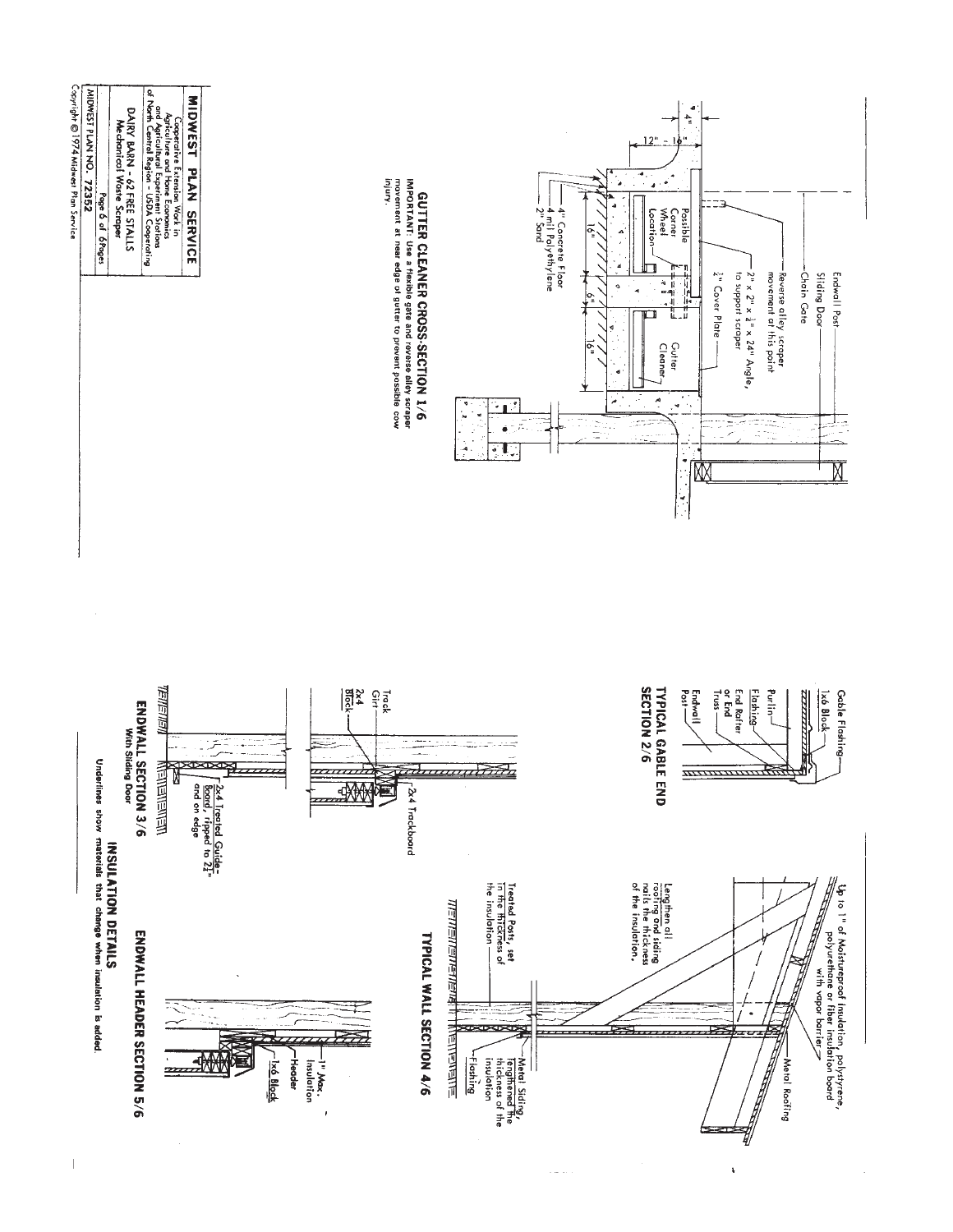## GUTTER CLEANER CROSS-SECTION 1/6

IMPORTANT: Use a flexible gate and reverse alley scraper movement at near edge of gutter to prevent possible cow injury.

Endwall Post

Sliding Door

Chain Gate

Reverse alley scraper movement at this point

2" x 2" x 1/4" x 24" Angle, to support scraper

1/4" Cover Plate

Possible Corner Wheel Location

Gutter Cleaner

4" Concrete Floor

4 mil Polyethylene

2" Sand

4"

12" - 16"

16"

6"

16"

## TYPICAL GABLE END SECTION 2/6

Gable Flashing

1x6 Block

Purlin

Flashing

End Rafter or End Truss

Endwall Post

## ENDWALL SECTION 3/6

With Sliding Door

Track Girt

2x4 Block

2x4 Trackboard

2x4 Treated Guide-Board, ripped to 2 1/2" and on edge

## TYPICAL WALL SECTION 4/6

Up to 1" of Moistureproof Insulation, polystyrene, polyurethane or fiber insulation board with vapor barrier

Metal Roofing

Lengthen all roofing and siding nails the thickness of the insulation.

Treated Posts, set in the thickness of the insulation

Metal Siding, lengthened the thickness of the insulation

Flashing

## ENDWALL HEADER SECTION 5/6

1" Max. Insulation

1x6 Block

Header

Header

## INSULATION DETAILS

Underlines show materials that change when insulation is added.

**MIDWEST PLAN SERVICE**

Cooperative Extension Work in Agriculture and Home Economics and Agricultural Experiment Stations of North Central Region - USDA Cooperating

DAIRY BARN - 62 FREE STALLS
Mechanical Waste Scraper

Page 6 of 6 Pages

MIDWEST PLAN NO. 72352

Copyright © 1974 Midwest Plan Service